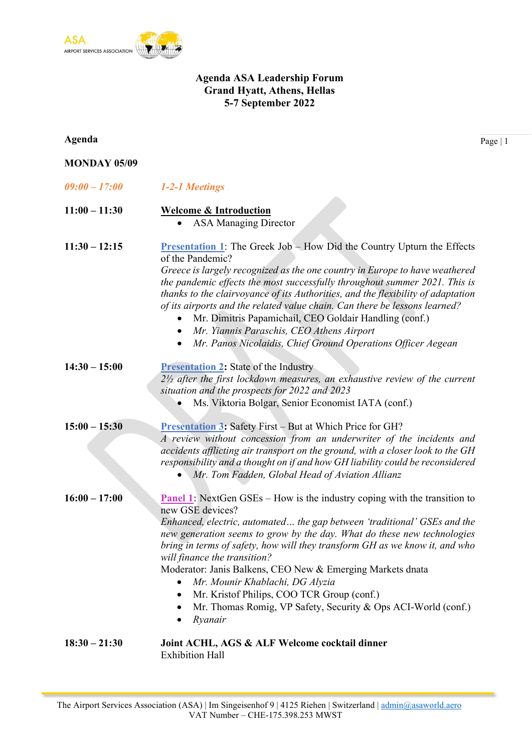ASA
AIRPORT SERVICES ASSOCIATION

# Agenda ASA Leadership Forum
## Grand Hyatt, Athens, Hellas
## 5-7 September 2022

**Agenda**

**MONDAY 05/09**

*09:00 – 17:00* — *1-2-1 Meetings*

**11:00 – 11:30** — **Welcome & Introduction**

- ASA Managing Director

**11:30 – 12:15** — Presentation 1: The Greek Job – How Did the Country Upturn the Effects of the Pandemic?

*Greece is largely recognized as the one country in Europe to have weathered the pandemic effects the most successfully throughout summer 2021. This is thanks to the clairvoyance of its Authorities, and the flexibility of adaptation of its airports and the related value chain. Can there be lessons learned?*

- Mr. Dimitris Papamichail, CEO Goldair Handling (conf.)
- *Mr. Yiannis Paraschis, CEO Athens Airport*
- *Mr. Panos Nicolaidis, Chief Ground Operations Officer Aegean*

**14:30 – 15:00** — Presentation 2**:** State of the Industry

*2½ after the first lockdown measures, an exhaustive review of the current situation and the prospects for 2022 and 2023*

- Ms. Viktoria Bolgar, Senior Economist IATA (conf.)

**15:00 – 15:30** — Presentation 3**:** Safety First – But at Which Price for GH?

*A review without concession from an underwriter of the incidents and accidents afflicting air transport on the ground, with a closer look to the GH responsibility and a thought on if and how GH liability could be reconsidered*

- *Mr. Tom Fadden, Global Head of Aviation Allianz*

**16:00 – 17:00** — Panel 1: NextGen GSEs – How is the industry coping with the transition to new GSE devices?

*Enhanced, electric, automated… the gap between 'traditional' GSEs and the new generation seems to grow by the day. What do these new technologies bring in terms of safety, how will they transform GH as we know it, and who will finance the transition?*

Moderator: Janis Balkens, CEO New & Emerging Markets dnata

- *Mr. Mounir Khablachi, DG Alyzia*
- Mr. Kristof Philips, COO TCR Group (conf.)
- Mr. Thomas Romig, VP Safety, Security & Ops ACI-World (conf.)
- *Ryanair*

**18:30 – 21:30** — **Joint ACHL, AGS & ALF Welcome cocktail dinner**

Exhibition Hall

The Airport Services Association (ASA) | Im Singeisenhof 9 | 4125 Riehen | Switzerland | admin@asaworld.aero
VAT Number – CHE-175.398.253 MWST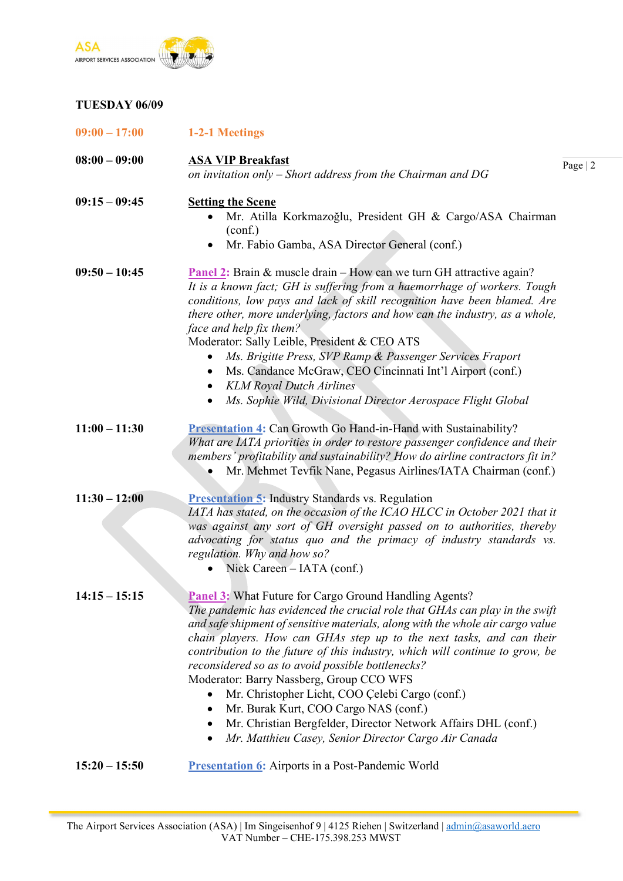**TUESDAY 06/09**

| | |
|---|---|
| 09:00 – 17:00 | **1-2-1 Meetings** |
| 08:00 – 09:00 | **ASA VIP Breakfast**<br>*on invitation only – Short address from the Chairman and DG* |
| 09:15 – 09:45 | **Setting the Scene**<br>• Mr. Atilla Korkmazoğlu, President GH & Cargo/ASA Chairman (conf.)<br>• Mr. Fabio Gamba, ASA Director General (conf.) |
| 09:50 – 10:45 | **Panel 2:** Brain & muscle drain – How can we turn GH attractive again?<br>*It is a known fact; GH is suffering from a haemorrhage of workers. Tough conditions, low pays and lack of skill recognition have been blamed. Are there other, more underlying, factors and how can the industry, as a whole, face and help fix them?*<br>Moderator: Sally Leible, President & CEO ATS<br>• *Ms. Brigitte Press, SVP Ramp & Passenger Services Fraport*<br>• Ms. Candance McGraw, CEO Cincinnati Int'l Airport (conf.)<br>• *KLM Royal Dutch Airlines*<br>• *Ms. Sophie Wild, Divisional Director Aerospace Flight Global* |
| 11:00 – 11:30 | **Presentation 4:** Can Growth Go Hand-in-Hand with Sustainability?<br>*What are IATA priorities in order to restore passenger confidence and their members' profitability and sustainability? How do airline contractors fit in?*<br>• Mr. Mehmet Tevfik Nane, Pegasus Airlines/IATA Chairman (conf.) |
| 11:30 – 12:00 | **Presentation 5:** Industry Standards vs. Regulation<br>*IATA has stated, on the occasion of the ICAO HLCC in October 2021 that it was against any sort of GH oversight passed on to authorities, thereby advocating for status quo and the primacy of industry standards vs. regulation. Why and how so?*<br>• Nick Careen – IATA (conf.) |
| 14:15 – 15:15 | **Panel 3:** What Future for Cargo Ground Handling Agents?<br>*The pandemic has evidenced the crucial role that GHAs can play in the swift and safe shipment of sensitive materials, along with the whole air cargo value chain players. How can GHAs step up to the next tasks, and can their contribution to the future of this industry, which will continue to grow, be reconsidered so as to avoid possible bottlenecks?*<br>Moderator: Barry Nassberg, Group CCO WFS<br>• Mr. Christopher Licht, COO Çelebi Cargo (conf.)<br>• Mr. Burak Kurt, COO Cargo NAS (conf.)<br>• Mr. Christian Bergfelder, Director Network Affairs DHL (conf.)<br>• *Mr. Matthieu Casey, Senior Director Cargo Air Canada* |
| 15:20 – 15:50 | **Presentation 6:** Airports in a Post-Pandemic World |

The Airport Services Association (ASA) | Im Singeisenhof 9 | 4125 Riehen | Switzerland | admin@asaworld.aero
VAT Number – CHE-175.398.253 MWST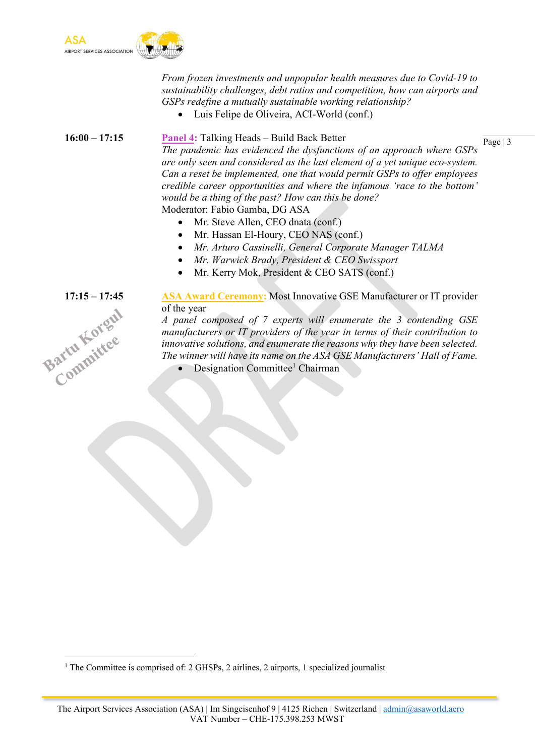*From frozen investments and unpopular health measures due to Covid-19 to sustainability challenges, debt ratios and competition, how can airports and GSPs redefine a mutually sustainable working relationship?*

- Luis Felipe de Oliveira, ACI-World (conf.)

**16:00 – 17:15**

**Panel 4:** Talking Heads – Build Back Better

*The pandemic has evidenced the dysfunctions of an approach where GSPs are only seen and considered as the last element of a yet unique eco-system. Can a reset be implemented, one that would permit GSPs to offer employees credible career opportunities and where the infamous 'race to the bottom' would be a thing of the past? How can this be done?*

Moderator: Fabio Gamba, DG ASA

- Mr. Steve Allen, CEO dnata (conf.)
- Mr. Hassan El-Houry, CEO NAS (conf.)
- *Mr. Arturo Cassinelli, General Corporate Manager TALMA*
- *Mr. Warwick Brady, President & CEO Swissport*
- Mr. Kerry Mok, President & CEO SATS (conf.)

**17:15 – 17:45**

**ASA Award Ceremony:** Most Innovative GSE Manufacturer or IT provider of the year

*A panel composed of 7 experts will enumerate the 3 contending GSE manufacturers or IT providers of the year in terms of their contribution to innovative solutions, and enumerate the reasons why they have been selected. The winner will have its name on the ASA GSE Manufacturers' Hall of Fame.*

- Designation Committee[1] Chairman

Bartu Korgul Committee

DRAFT

[1] The Committee is comprised of: 2 GHSPs, 2 airlines, 2 airports, 1 specialized journalist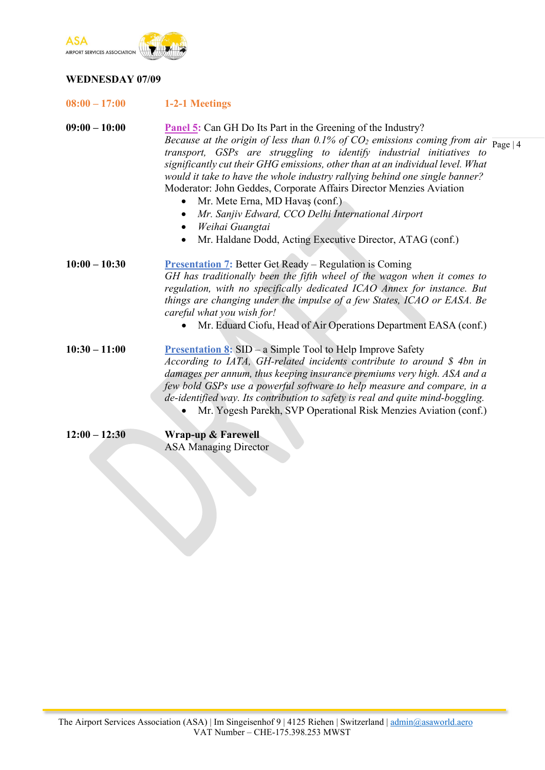**WEDNESDAY 07/09**

| | |
|---|---|
| **08:00 – 17:00** | **1-2-1 Meetings** |
| **09:00 – 10:00** | **Panel 5:** Can GH Do Its Part in the Greening of the Industry?<br>*Because at the origin of less than 0.1% of $CO_2$ emissions coming from air transport, GSPs are struggling to identify industrial initiatives to significantly cut their GHG emissions, other than at an individual level. What would it take to have the whole industry rallying behind one single banner?*<br>Moderator: John Geddes, Corporate Affairs Director Menzies Aviation<br>• Mr. Mete Erna, MD Havaş (conf.)<br>• *Mr. Sanjiv Edward, CCO Delhi International Airport*<br>• *Weihai Guangtai*<br>• Mr. Haldane Dodd, Acting Executive Director, ATAG (conf.) |
| **10:00 – 10:30** | **Presentation 7:** Better Get Ready – Regulation is Coming<br>*GH has traditionally been the fifth wheel of the wagon when it comes to regulation, with no specifically dedicated ICAO Annex for instance. But things are changing under the impulse of a few States, ICAO or EASA. Be careful what you wish for!*<br>• Mr. Eduard Ciofu, Head of Air Operations Department EASA (conf.) |
| **10:30 – 11:00** | **Presentation 8:** SID – a Simple Tool to Help Improve Safety<br>*According to IATA, GH-related incidents contribute to around $ 4bn in damages per annum, thus keeping insurance premiums very high. ASA and a few bold GSPs use a powerful software to help measure and compare, in a de-identified way. Its contribution to safety is real and quite mind-boggling.*<br>• Mr. Yogesh Parekh, SVP Operational Risk Menzies Aviation (conf.) |
| **12:00 – 12:30** | **Wrap-up & Farewell**<br>ASA Managing Director |

The Airport Services Association (ASA) | Im Singeisenhof 9 | 4125 Riehen | Switzerland | admin@asaworld.aero
VAT Number – CHE-175.398.253 MWST